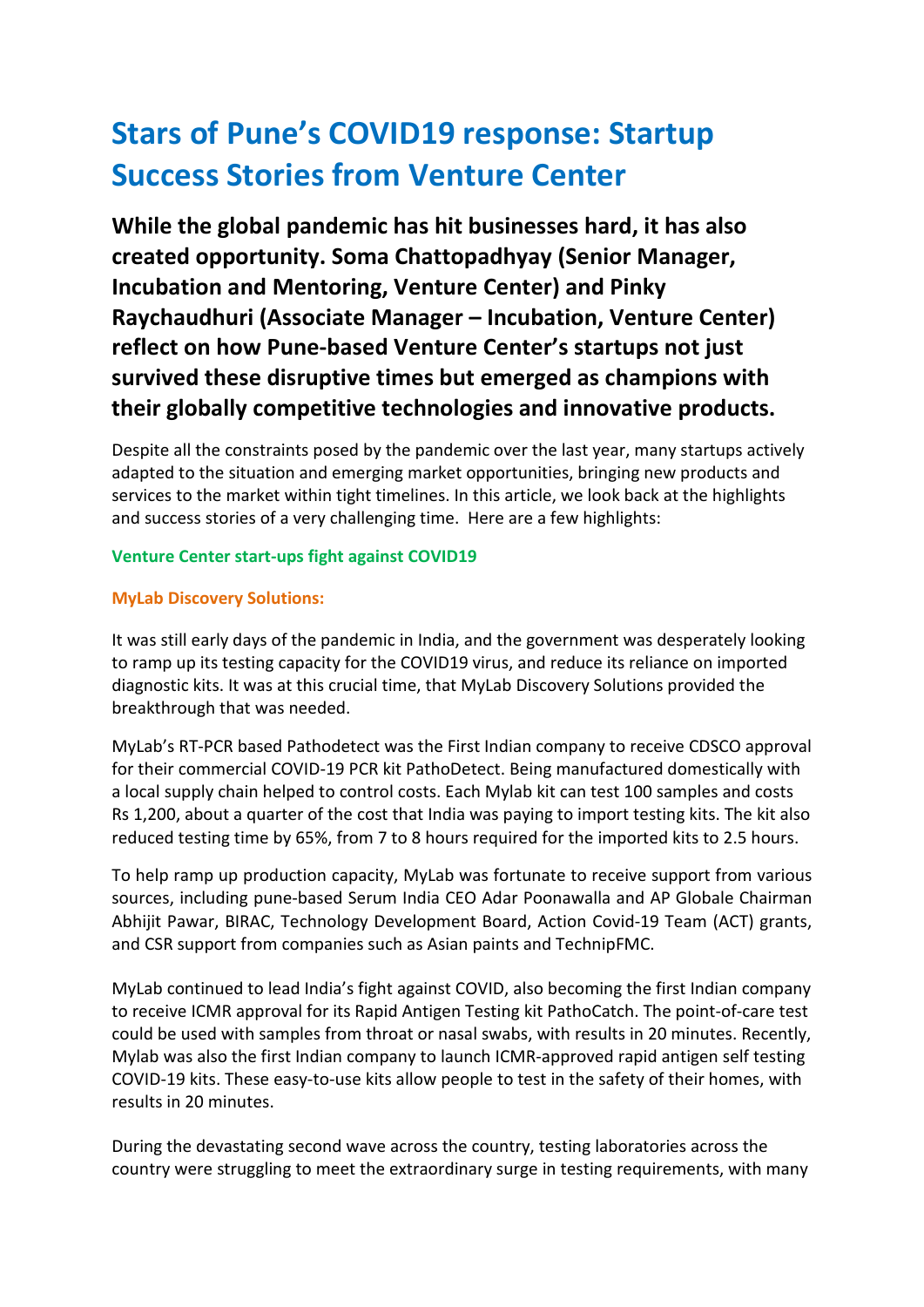# Stars of Pune's COVID19 response: Startup Success Stories from Venture Center

## While the global pandemic has hit businesses hard, it has also created opportunity. Soma Chattopadhyay (Senior Manager, Incubation and Mentoring, Venture Center) and Pinky Raychaudhuri (Associate Manager – Incubation, Venture Center) reflect on how Pune-based Venture Center's startups not just survived these disruptive times but emerged as champions with their globally competitive technologies and innovative products.

Despite all the constraints posed by the pandemic over the last year, many startups actively adapted to the situation and emerging market opportunities, bringing new products and services to the market within tight timelines. In this article, we look back at the highlights and success stories of a very challenging time. Here are a few highlights:

### Venture Center start-ups fight against COVID19

#### MyLab Discovery Solutions:

It was still early days of the pandemic in India, and the government was desperately looking to ramp up its testing capacity for the COVID19 virus, and reduce its reliance on imported diagnostic kits. It was at this crucial time, that MyLab Discovery Solutions provided the breakthrough that was needed.

MyLab's RT-PCR based Pathodetect was the First Indian company to receive CDSCO approval for their commercial COVID-19 PCR kit PathoDetect. Being manufactured domestically with a local supply chain helped to control costs. Each Mylab kit can test 100 samples and costs Rs 1,200, about a quarter of the cost that India was paying to import testing kits. The kit also reduced testing time by 65%, from 7 to 8 hours required for the imported kits to 2.5 hours.

To help ramp up production capacity, MyLab was fortunate to receive support from various sources, including pune-based Serum India CEO Adar Poonawalla and AP Globale Chairman Abhijit Pawar, BIRAC, Technology Development Board, Action Covid-19 Team (ACT) grants, and CSR support from companies such as Asian paints and TechnipFMC.

MyLab continued to lead India's fight against COVID, also becoming the first Indian company to receive ICMR approval for its Rapid Antigen Testing kit PathoCatch. The point-of-care test could be used with samples from throat or nasal swabs, with results in 20 minutes. Recently, Mylab was also the first Indian company to launch ICMR-approved rapid antigen self testing COVID-19 kits. These easy-to-use kits allow people to test in the safety of their homes, with results in 20 minutes.

During the devastating second wave across the country, testing laboratories across the country were struggling to meet the extraordinary surge in testing requirements, with many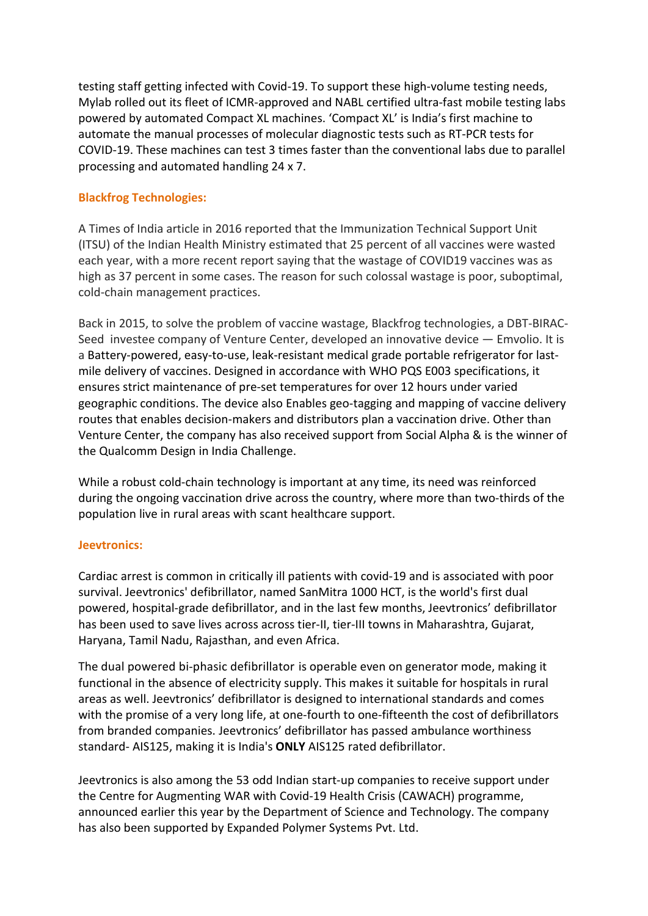testing staff getting infected with Covid-19. To support these high-volume testing needs, Mylab rolled out its fleet of ICMR-approved and NABL certified ultra-fast mobile testing labs powered by automated Compact XL machines. 'Compact XL' is India's first machine to automate the manual processes of molecular diagnostic tests such as RT-PCR tests for COVID-19. These machines can test 3 times faster than the conventional labs due to parallel processing and automated handling 24 x 7.

### Blackfrog Technologies:

A Times of India article in 2016 reported that the Immunization Technical Support Unit (ITSU) of the Indian Health Ministry estimated that 25 percent of all vaccines were wasted each year, with a more recent report saying that the wastage of COVID19 vaccines was as high as 37 percent in some cases. The reason for such colossal wastage is poor, suboptimal, cold-chain management practices.

Back in 2015, to solve the problem of vaccine wastage, Blackfrog technologies, a DBT-BIRAC-Seed investee company of Venture Center, developed an innovative device — Emvolio. It is a Battery-powered, easy-to-use, leak-resistant medical grade portable refrigerator for last-mile delivery of vaccines. Designed in accordance with WHO PQS E003 specifications, it ensures strict maintenance of pre-set temperatures for over 12 hours under varied geographic conditions. The device also Enables geo-tagging and mapping of vaccine delivery routes that enables decision-makers and distributors plan a vaccination drive. Other than Venture Center, the company has also received support from Social Alpha & is the winner of the Qualcomm Design in India Challenge.

While a robust cold-chain technology is important at any time, its need was reinforced during the ongoing vaccination drive across the country, where more than two-thirds of the population live in rural areas with scant healthcare support.

### Jeevtronics:

Cardiac arrest is common in critically ill patients with covid-19 and is associated with poor survival. Jeevtronics' defibrillator, named SanMitra 1000 HCT, is the world's first dual powered, hospital-grade defibrillator, and in the last few months, Jeevtronics' defibrillator has been used to save lives across across tier-II, tier-III towns in Maharashtra, Gujarat, Haryana, Tamil Nadu, Rajasthan, and even Africa.

The dual powered bi-phasic defibrillator is operable even on generator mode, making it functional in the absence of electricity supply. This makes it suitable for hospitals in rural areas as well. Jeevtronics' defibrillator is designed to international standards and comes with the promise of a very long life, at one-fourth to one-fifteenth the cost of defibrillators from branded companies. Jeevtronics' defibrillator has passed ambulance worthiness standard- AIS125, making it is India's **ONLY** AIS125 rated defibrillator.

Jeevtronics is also among the 53 odd Indian start-up companies to receive support under the Centre for Augmenting WAR with Covid-19 Health Crisis (CAWACH) programme, announced earlier this year by the Department of Science and Technology. The company has also been supported by Expanded Polymer Systems Pvt. Ltd.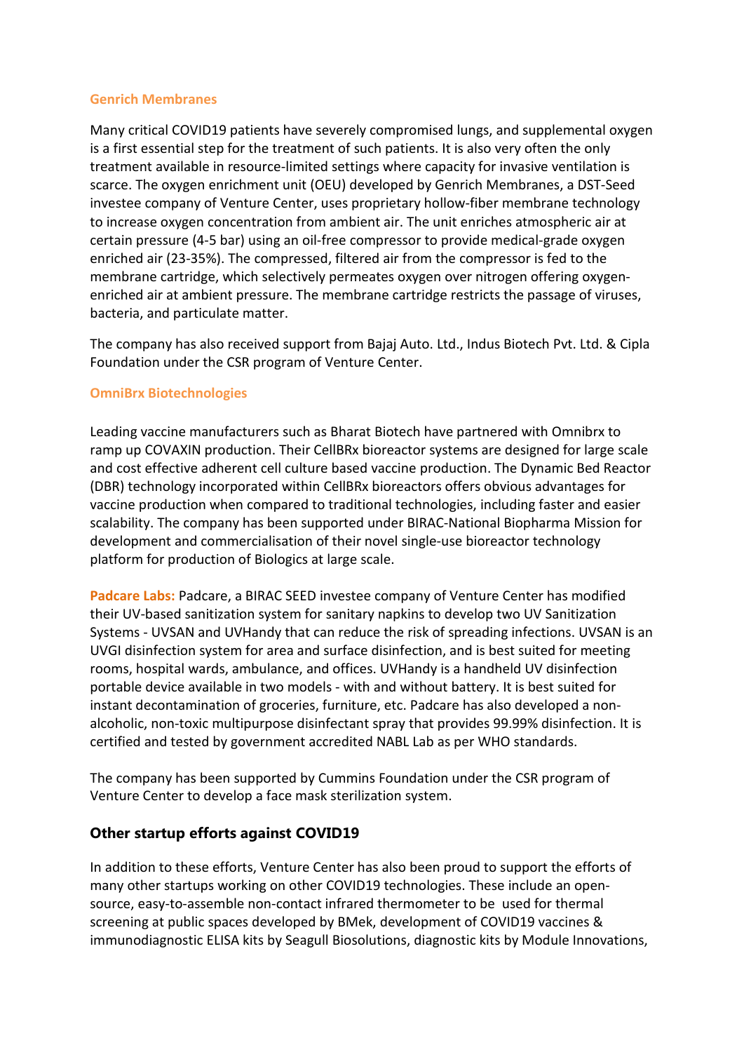**Genrich Membranes**

Many critical COVID19 patients have severely compromised lungs, and supplemental oxygen is a first essential step for the treatment of such patients. It is also very often the only treatment available in resource-limited settings where capacity for invasive ventilation is scarce. The oxygen enrichment unit (OEU) developed by Genrich Membranes, a DST-Seed investee company of Venture Center, uses proprietary hollow-fiber membrane technology to increase oxygen concentration from ambient air. The unit enriches atmospheric air at certain pressure (4-5 bar) using an oil-free compressor to provide medical-grade oxygen enriched air (23-35%). The compressed, filtered air from the compressor is fed to the membrane cartridge, which selectively permeates oxygen over nitrogen offering oxygen-enriched air at ambient pressure. The membrane cartridge restricts the passage of viruses, bacteria, and particulate matter.

The company has also received support from Bajaj Auto. Ltd., Indus Biotech Pvt. Ltd. & Cipla Foundation under the CSR program of Venture Center.

**OmniBrx Biotechnologies**

Leading vaccine manufacturers such as Bharat Biotech have partnered with Omnibrx to ramp up COVAXIN production. Their CellBRx bioreactor systems are designed for large scale and cost effective adherent cell culture based vaccine production. The Dynamic Bed Reactor (DBR) technology incorporated within CellBRx bioreactors offers obvious advantages for vaccine production when compared to traditional technologies, including faster and easier scalability. The company has been supported under BIRAC-National Biopharma Mission for development and commercialisation of their novel single-use bioreactor technology platform for production of Biologics at large scale.

**Padcare Labs:** Padcare, a BIRAC SEED investee company of Venture Center has modified their UV-based sanitization system for sanitary napkins to develop two UV Sanitization Systems - UVSAN and UVHandy that can reduce the risk of spreading infections. UVSAN is an UVGI disinfection system for area and surface disinfection, and is best suited for meeting rooms, hospital wards, ambulance, and offices. UVHandy is a handheld UV disinfection portable device available in two models - with and without battery. It is best suited for instant decontamination of groceries, furniture, etc. Padcare has also developed a non-alcoholic, non-toxic multipurpose disinfectant spray that provides 99.99% disinfection. It is certified and tested by government accredited NABL Lab as per WHO standards.

The company has been supported by Cummins Foundation under the CSR program of Venture Center to develop a face mask sterilization system.

## Other startup efforts against COVID19

In addition to these efforts, Venture Center has also been proud to support the efforts of many other startups working on other COVID19 technologies. These include an open-source, easy-to-assemble non-contact infrared thermometer to be used for thermal screening at public spaces developed by BMek, development of COVID19 vaccines & immunodiagnostic ELISA kits by Seagull Biosolutions, diagnostic kits by Module Innovations,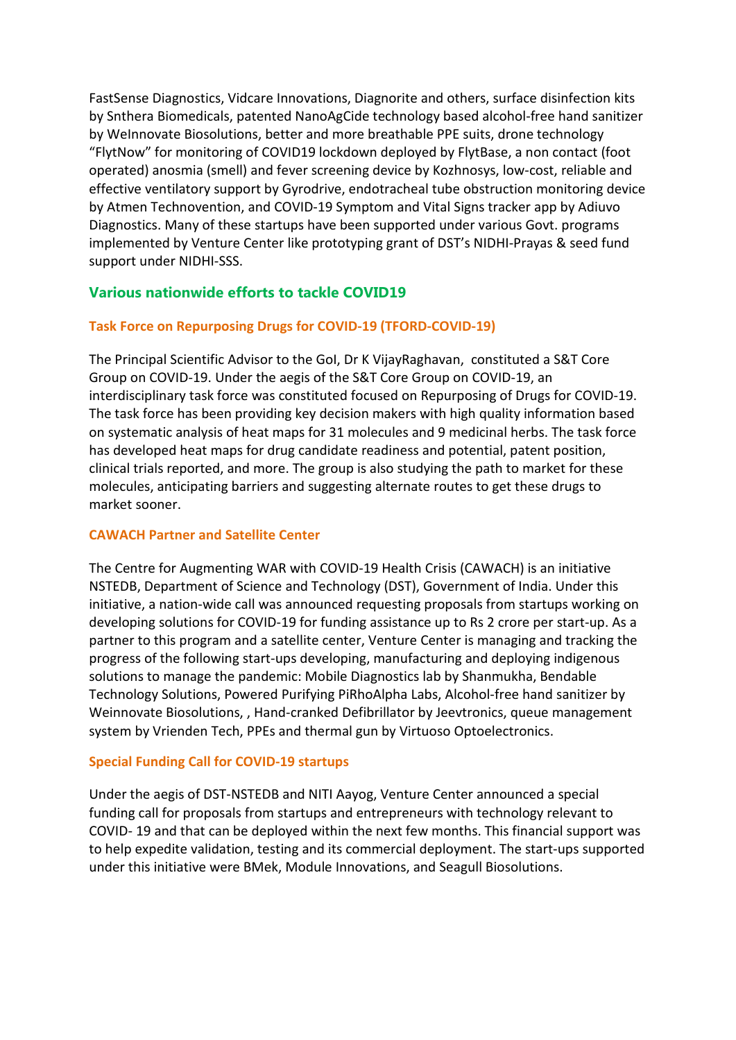FastSense Diagnostics, Vidcare Innovations, Diagnorite and others, surface disinfection kits by Snthera Biomedicals, patented NanoAgCide technology based alcohol-free hand sanitizer by WeInnovate Biosolutions, better and more breathable PPE suits, drone technology "FlytNow" for monitoring of COVID19 lockdown deployed by FlytBase, a non contact (foot operated) anosmia (smell) and fever screening device by Kozhnosys, low-cost, reliable and effective ventilatory support by Gyrodrive, endotracheal tube obstruction monitoring device by Atmen Technovention, and COVID-19 Symptom and Vital Signs tracker app by Adiuvo Diagnostics. Many of these startups have been supported under various Govt. programs implemented by Venture Center like prototyping grant of DST's NIDHI-Prayas & seed fund support under NIDHI-SSS.

## Various nationwide efforts to tackle COVID19

### Task Force on Repurposing Drugs for COVID-19 (TFORD-COVID-19)

The Principal Scientific Advisor to the GoI, Dr K VijayRaghavan, constituted a S&T Core Group on COVID-19. Under the aegis of the S&T Core Group on COVID-19, an interdisciplinary task force was constituted focused on Repurposing of Drugs for COVID-19. The task force has been providing key decision makers with high quality information based on systematic analysis of heat maps for 31 molecules and 9 medicinal herbs. The task force has developed heat maps for drug candidate readiness and potential, patent position, clinical trials reported, and more. The group is also studying the path to market for these molecules, anticipating barriers and suggesting alternate routes to get these drugs to market sooner.

### CAWACH Partner and Satellite Center

The Centre for Augmenting WAR with COVID-19 Health Crisis (CAWACH) is an initiative NSTEDB, Department of Science and Technology (DST), Government of India. Under this initiative, a nation-wide call was announced requesting proposals from startups working on developing solutions for COVID-19 for funding assistance up to Rs 2 crore per start-up. As a partner to this program and a satellite center, Venture Center is managing and tracking the progress of the following start-ups developing, manufacturing and deploying indigenous solutions to manage the pandemic: Mobile Diagnostics lab by Shanmukha, Bendable Technology Solutions, Powered Purifying PiRhoAlpha Labs, Alcohol-free hand sanitizer by Weinnovate Biosolutions, , Hand-cranked Defibrillator by Jeevtronics, queue management system by Vrienden Tech, PPEs and thermal gun by Virtuoso Optoelectronics.

### Special Funding Call for COVID-19 startups

Under the aegis of DST-NSTEDB and NITI Aayog, Venture Center announced a special funding call for proposals from startups and entrepreneurs with technology relevant to COVID- 19 and that can be deployed within the next few months. This financial support was to help expedite validation, testing and its commercial deployment. The start-ups supported under this initiative were BMek, Module Innovations, and Seagull Biosolutions.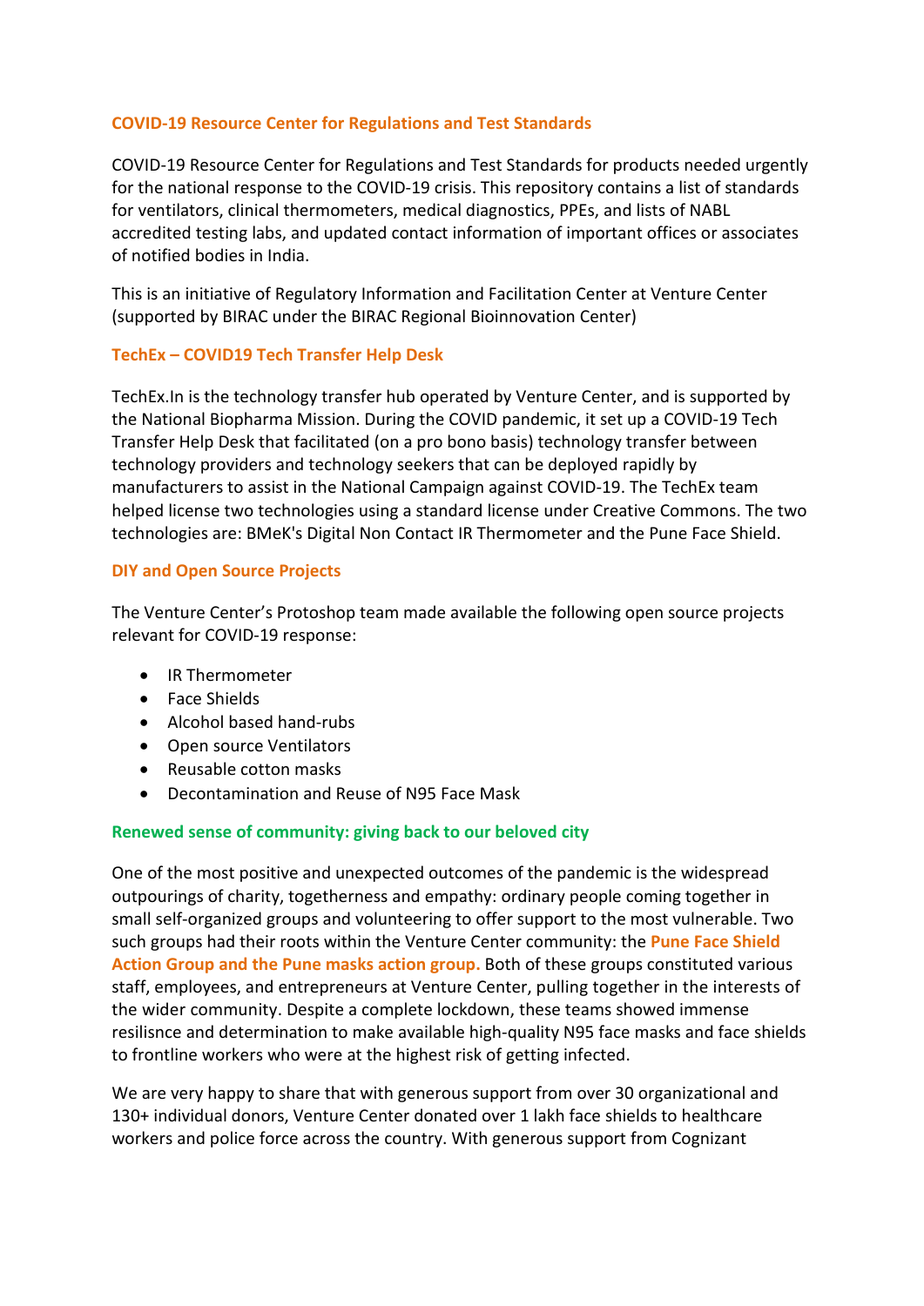### COVID-19 Resource Center for Regulations and Test Standards

COVID-19 Resource Center for Regulations and Test Standards for products needed urgently for the national response to the COVID-19 crisis. This repository contains a list of standards for ventilators, clinical thermometers, medical diagnostics, PPEs, and lists of NABL accredited testing labs, and updated contact information of important offices or associates of notified bodies in India.

This is an initiative of Regulatory Information and Facilitation Center at Venture Center (supported by BIRAC under the BIRAC Regional Bioinnovation Center)

### TechEx – COVID19 Tech Transfer Help Desk

TechEx.In is the technology transfer hub operated by Venture Center, and is supported by the National Biopharma Mission. During the COVID pandemic, it set up a COVID-19 Tech Transfer Help Desk that facilitated (on a pro bono basis) technology transfer between technology providers and technology seekers that can be deployed rapidly by manufacturers to assist in the National Campaign against COVID-19. The TechEx team helped license two technologies using a standard license under Creative Commons. The two technologies are: BMeK's Digital Non Contact IR Thermometer and the Pune Face Shield.

### DIY and Open Source Projects

The Venture Center's Protoshop team made available the following open source projects relevant for COVID-19 response:

- IR Thermometer
- Face Shields
- Alcohol based hand-rubs
- Open source Ventilators
- Reusable cotton masks
- Decontamination and Reuse of N95 Face Mask

### Renewed sense of community: giving back to our beloved city

One of the most positive and unexpected outcomes of the pandemic is the widespread outpourings of charity, togetherness and empathy: ordinary people coming together in small self-organized groups and volunteering to offer support to the most vulnerable. Two such groups had their roots within the Venture Center community: the **Pune Face Shield Action Group and the Pune masks action group.** Both of these groups constituted various staff, employees, and entrepreneurs at Venture Center, pulling together in the interests of the wider community. Despite a complete lockdown, these teams showed immense resilisnce and determination to make available high-quality N95 face masks and face shields to frontline workers who were at the highest risk of getting infected.

We are very happy to share that with generous support from over 30 organizational and 130+ individual donors, Venture Center donated over 1 lakh face shields to healthcare workers and police force across the country. With generous support from Cognizant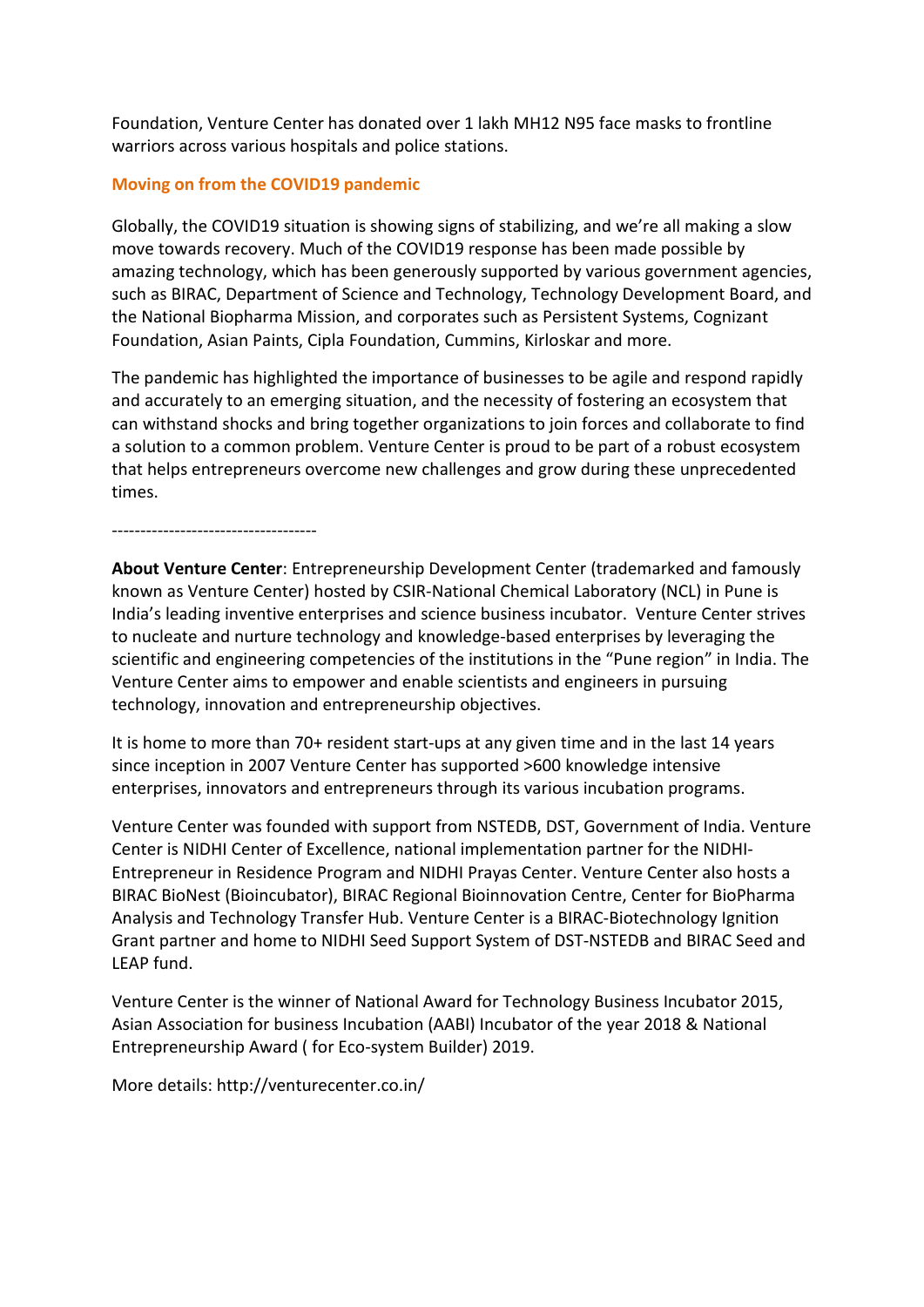Foundation, Venture Center has donated over 1 lakh MH12 N95 face masks to frontline warriors across various hospitals and police stations.

## Moving on from the COVID19 pandemic

Globally, the COVID19 situation is showing signs of stabilizing, and we're all making a slow move towards recovery. Much of the COVID19 response has been made possible by amazing technology, which has been generously supported by various government agencies, such as BIRAC, Department of Science and Technology, Technology Development Board, and the National Biopharma Mission, and corporates such as Persistent Systems, Cognizant Foundation, Asian Paints, Cipla Foundation, Cummins, Kirloskar and more.

The pandemic has highlighted the importance of businesses to be agile and respond rapidly and accurately to an emerging situation, and the necessity of fostering an ecosystem that can withstand shocks and bring together organizations to join forces and collaborate to find a solution to a common problem. Venture Center is proud to be part of a robust ecosystem that helps entrepreneurs overcome new challenges and grow during these unprecedented times.

------------------------------------

**About Venture Center**: Entrepreneurship Development Center (trademarked and famously known as Venture Center) hosted by CSIR-National Chemical Laboratory (NCL) in Pune is India's leading inventive enterprises and science business incubator. Venture Center strives to nucleate and nurture technology and knowledge-based enterprises by leveraging the scientific and engineering competencies of the institutions in the "Pune region" in India. The Venture Center aims to empower and enable scientists and engineers in pursuing technology, innovation and entrepreneurship objectives.

It is home to more than 70+ resident start-ups at any given time and in the last 14 years since inception in 2007 Venture Center has supported >600 knowledge intensive enterprises, innovators and entrepreneurs through its various incubation programs.

Venture Center was founded with support from NSTEDB, DST, Government of India. Venture Center is NIDHI Center of Excellence, national implementation partner for the NIDHI-Entrepreneur in Residence Program and NIDHI Prayas Center. Venture Center also hosts a BIRAC BioNest (Bioincubator), BIRAC Regional Bioinnovation Centre, Center for BioPharma Analysis and Technology Transfer Hub. Venture Center is a BIRAC-Biotechnology Ignition Grant partner and home to NIDHI Seed Support System of DST-NSTEDB and BIRAC Seed and LEAP fund.

Venture Center is the winner of National Award for Technology Business Incubator 2015, Asian Association for business Incubation (AABI) Incubator of the year 2018 & National Entrepreneurship Award ( for Eco-system Builder) 2019.

More details: http://venturecenter.co.in/